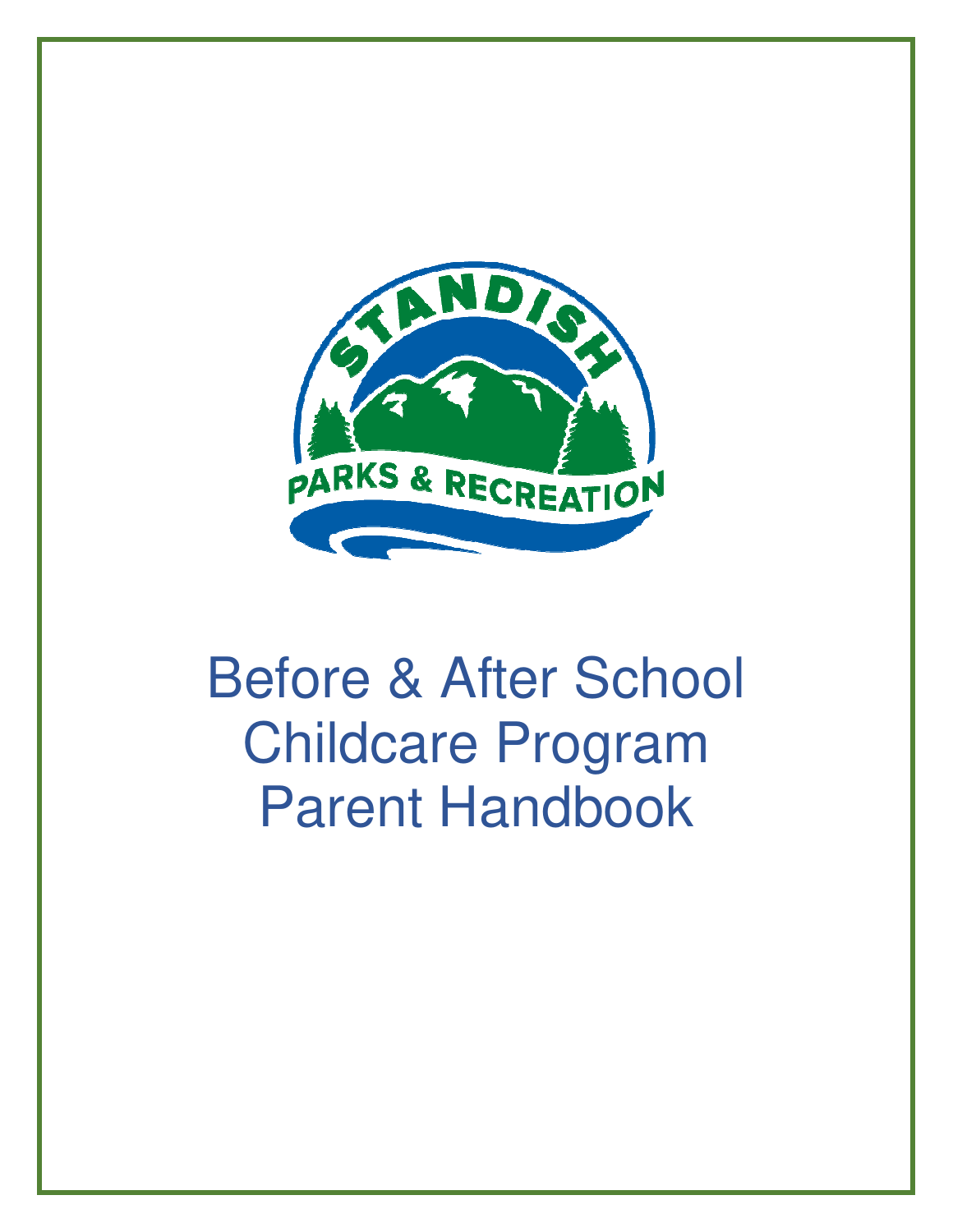STANDISH PARKS & RECREATION

# Before & After School Childcare Program Parent Handbook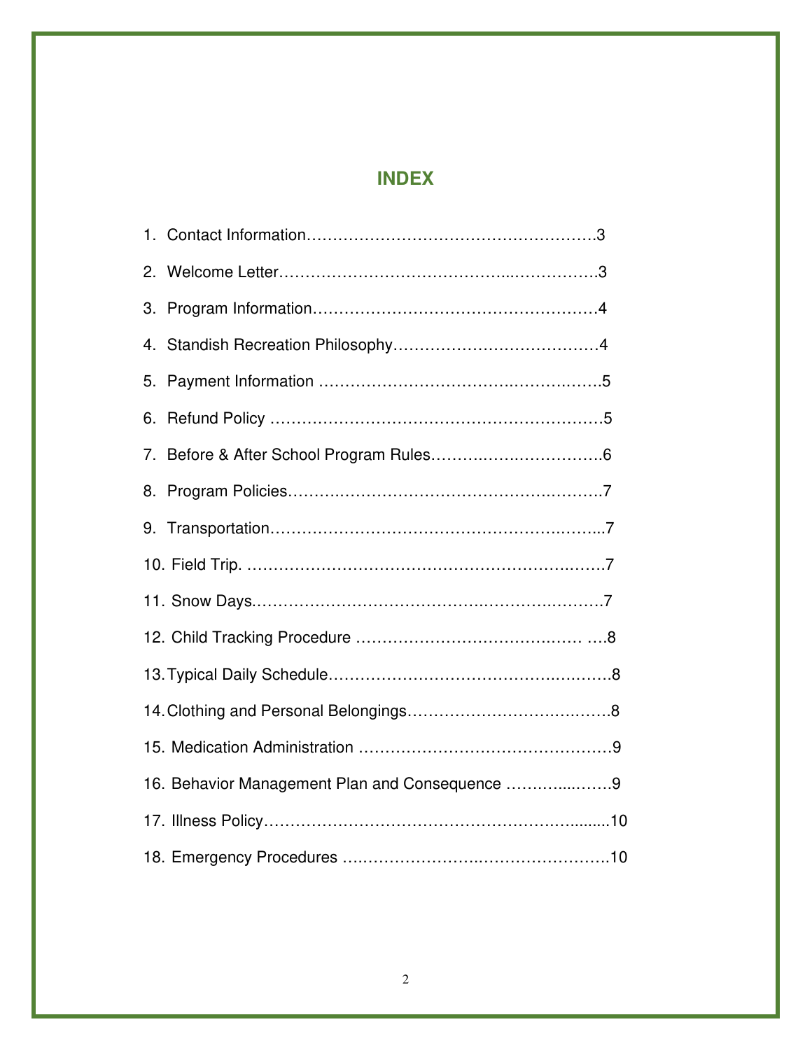# INDEX

1. Contact Information……………………………………………….3
2. Welcome Letter…………………………………..…………….3
3. Program Information………………………………………………4
4. Standish Recreation Philosophy……………………….………4
5. Payment Information ……………………………….…………..…….5
6. Refund Policy ……………………….……………………………5
7. Before & After School Program Rules…………..…………………6
8. Program Policies………..……………………………….……….7
9. Transportation………………………………………………..……..7
10. Field Trip. ……………….……………………………………….……7
11. Snow Days……………………………………..……………..………7
12. Child Tracking Procedure ……………………………….…… ….8
13. Typical Daily Schedule…………………………………….….…….8
14. Clothing and Personal Belongings……………………….….…….8
15. Medication Administration ………………………………………….9
16. Behavior Management Plan and Consequence ………....…….9
17. Illness Policy…………………………………………………..........10
18. Emergency Procedures …………………….…………………….10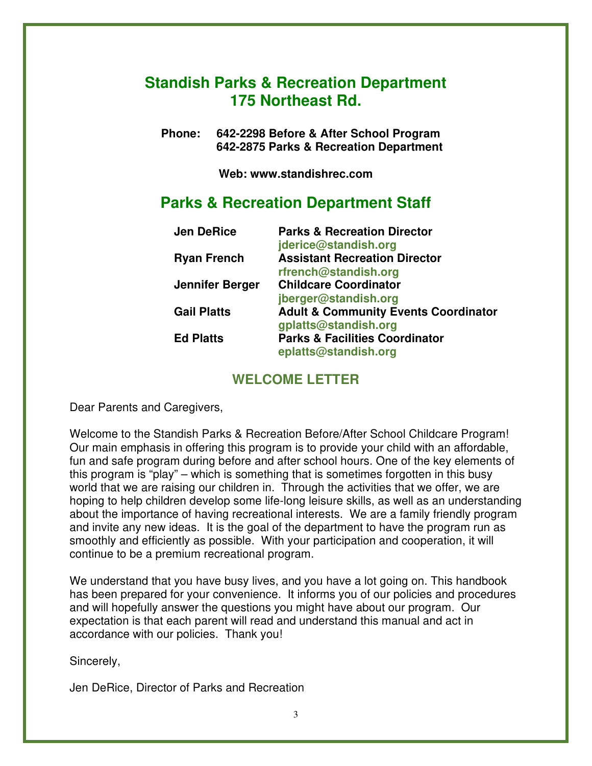# Standish Parks & Recreation Department
# 175 Northeast Rd.

**Phone:** **642-2298 Before & After School Program**
**642-2875 Parks & Recreation Department**

**Web: www.standishrec.com**

## Parks & Recreation Department Staff

| | |
|---|---|
| **Jen DeRice** | **Parks & Recreation Director** jderice@standish.org |
| **Ryan French** | **Assistant Recreation Director** rfrench@standish.org |
| **Jennifer Berger** | **Childcare Coordinator** jberger@standish.org |
| **Gail Platts** | **Adult & Community Events Coordinator** gplatts@standish.org |
| **Ed Platts** | **Parks & Facilities Coordinator** eplatts@standish.org |

## WELCOME LETTER

Dear Parents and Caregivers,

Welcome to the Standish Parks & Recreation Before/After School Childcare Program! Our main emphasis in offering this program is to provide your child with an affordable, fun and safe program during before and after school hours. One of the key elements of this program is "play" – which is something that is sometimes forgotten in this busy world that we are raising our children in. Through the activities that we offer, we are hoping to help children develop some life-long leisure skills, as well as an understanding about the importance of having recreational interests. We are a family friendly program and invite any new ideas. It is the goal of the department to have the program run as smoothly and efficiently as possible. With your participation and cooperation, it will continue to be a premium recreational program.

We understand that you have busy lives, and you have a lot going on. This handbook has been prepared for your convenience. It informs you of our policies and procedures and will hopefully answer the questions you might have about our program. Our expectation is that each parent will read and understand this manual and act in accordance with our policies. Thank you!

Sincerely,

Jen DeRice, Director of Parks and Recreation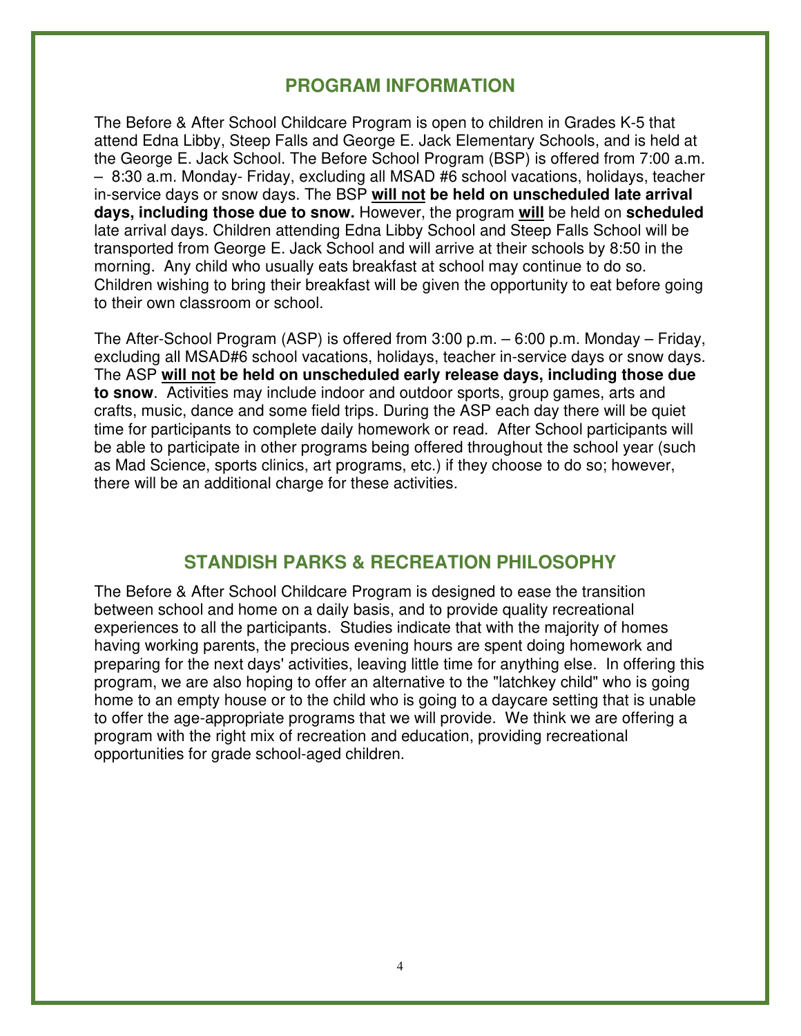## PROGRAM INFORMATION

The Before & After School Childcare Program is open to children in Grades K-5 that attend Edna Libby, Steep Falls and George E. Jack Elementary Schools, and is held at the George E. Jack School. The Before School Program (BSP) is offered from 7:00 a.m. – 8:30 a.m. Monday- Friday, excluding all MSAD #6 school vacations, holidays, teacher in-service days or snow days. The BSP **<u>will not</u> be held on unscheduled late arrival days, including those due to snow.** However, the program **<u>will</u>** be held on **scheduled** late arrival days. Children attending Edna Libby School and Steep Falls School will be transported from George E. Jack School and will arrive at their schools by 8:50 in the morning. Any child who usually eats breakfast at school may continue to do so. Children wishing to bring their breakfast will be given the opportunity to eat before going to their own classroom or school.

The After-School Program (ASP) is offered from 3:00 p.m. – 6:00 p.m. Monday – Friday, excluding all MSAD#6 school vacations, holidays, teacher in-service days or snow days. The ASP **<u>will not</u> be held on unscheduled early release days, including those due to snow**. Activities may include indoor and outdoor sports, group games, arts and crafts, music, dance and some field trips. During the ASP each day there will be quiet time for participants to complete daily homework or read. After School participants will be able to participate in other programs being offered throughout the school year (such as Mad Science, sports clinics, art programs, etc.) if they choose to do so; however, there will be an additional charge for these activities.

## STANDISH PARKS & RECREATION PHILOSOPHY

The Before & After School Childcare Program is designed to ease the transition between school and home on a daily basis, and to provide quality recreational experiences to all the participants. Studies indicate that with the majority of homes having working parents, the precious evening hours are spent doing homework and preparing for the next days' activities, leaving little time for anything else. In offering this program, we are also hoping to offer an alternative to the "latchkey child" who is going home to an empty house or to the child who is going to a daycare setting that is unable to offer the age-appropriate programs that we will provide. We think we are offering a program with the right mix of recreation and education, providing recreational opportunities for grade school-aged children.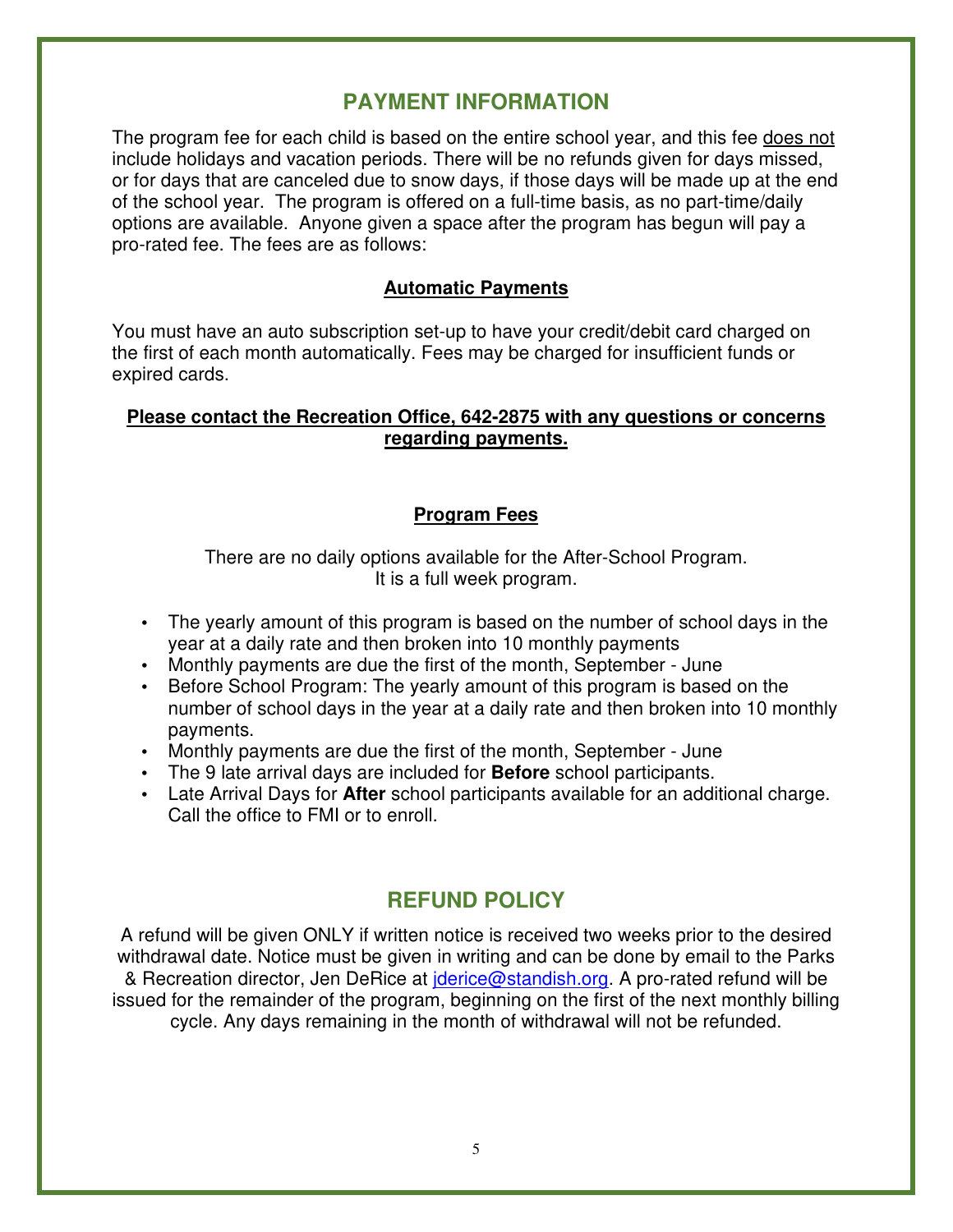## PAYMENT INFORMATION

The program fee for each child is based on the entire school year, and this fee does not include holidays and vacation periods. There will be no refunds given for days missed, or for days that are canceled due to snow days, if those days will be made up at the end of the school year. The program is offered on a full-time basis, as no part-time/daily options are available. Anyone given a space after the program has begun will pay a pro-rated fee. The fees are as follows:

### Automatic Payments

You must have an auto subscription set-up to have your credit/debit card charged on the first of each month automatically. Fees may be charged for insufficient funds or expired cards.

**Please contact the Recreation Office, 642-2875 with any questions or concerns regarding payments.**

### Program Fees

There are no daily options available for the After-School Program.
It is a full week program.

- The yearly amount of this program is based on the number of school days in the year at a daily rate and then broken into 10 monthly payments
- Monthly payments are due the first of the month, September - June
- Before School Program: The yearly amount of this program is based on the number of school days in the year at a daily rate and then broken into 10 monthly payments.
- Monthly payments are due the first of the month, September - June
- The 9 late arrival days are included for **Before** school participants.
- Late Arrival Days for **After** school participants available for an additional charge. Call the office to FMI or to enroll.

## REFUND POLICY

A refund will be given ONLY if written notice is received two weeks prior to the desired withdrawal date. Notice must be given in writing and can be done by email to the Parks & Recreation director, Jen DeRice at jderice@standish.org. A pro-rated refund will be issued for the remainder of the program, beginning on the first of the next monthly billing cycle. Any days remaining in the month of withdrawal will not be refunded.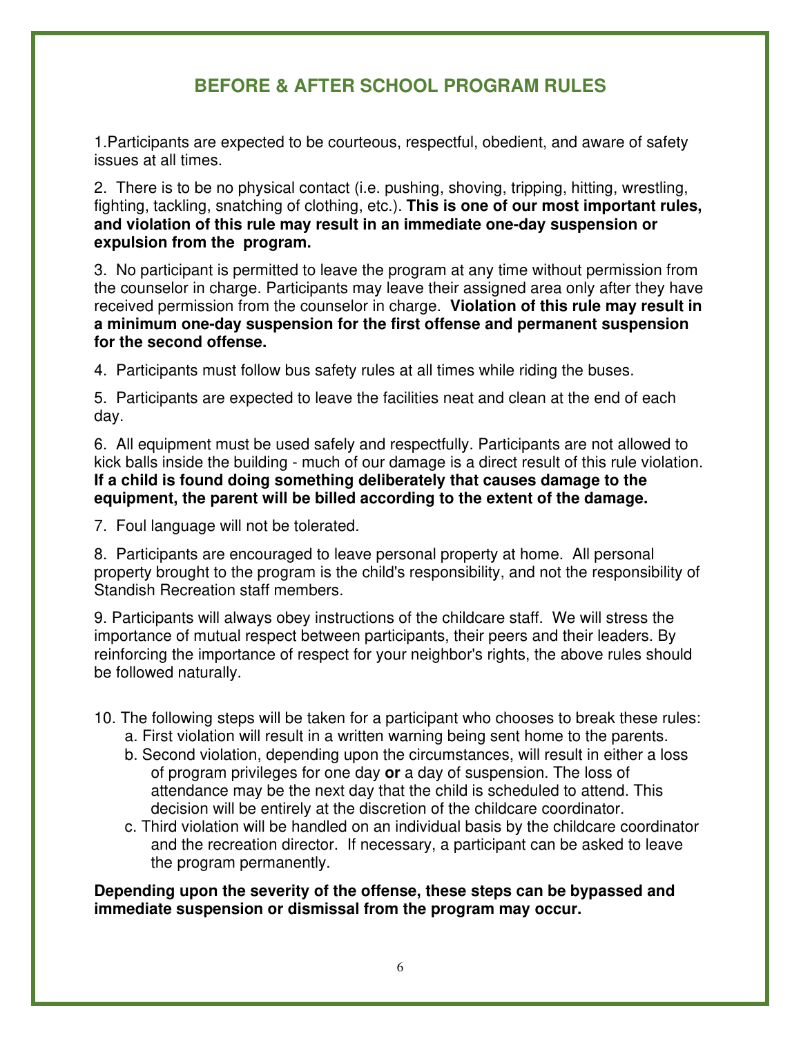## BEFORE & AFTER SCHOOL PROGRAM RULES

1.Participants are expected to be courteous, respectful, obedient, and aware of safety issues at all times.

2. There is to be no physical contact (i.e. pushing, shoving, tripping, hitting, wrestling, fighting, tackling, snatching of clothing, etc.). **This is one of our most important rules, and violation of this rule may result in an immediate one-day suspension or expulsion from the program.**

3. No participant is permitted to leave the program at any time without permission from the counselor in charge. Participants may leave their assigned area only after they have received permission from the counselor in charge. **Violation of this rule may result in a minimum one-day suspension for the first offense and permanent suspension for the second offense.**

4. Participants must follow bus safety rules at all times while riding the buses.

5. Participants are expected to leave the facilities neat and clean at the end of each day.

6. All equipment must be used safely and respectfully. Participants are not allowed to kick balls inside the building - much of our damage is a direct result of this rule violation. **If a child is found doing something deliberately that causes damage to the equipment, the parent will be billed according to the extent of the damage.**

7. Foul language will not be tolerated.

8. Participants are encouraged to leave personal property at home. All personal property brought to the program is the child's responsibility, and not the responsibility of Standish Recreation staff members.

9. Participants will always obey instructions of the childcare staff. We will stress the importance of mutual respect between participants, their peers and their leaders. By reinforcing the importance of respect for your neighbor's rights, the above rules should be followed naturally.

10. The following steps will be taken for a participant who chooses to break these rules:
   a. First violation will result in a written warning being sent home to the parents.
   b. Second violation, depending upon the circumstances, will result in either a loss of program privileges for one day **or** a day of suspension. The loss of attendance may be the next day that the child is scheduled to attend. This decision will be entirely at the discretion of the childcare coordinator.
   c. Third violation will be handled on an individual basis by the childcare coordinator and the recreation director. If necessary, a participant can be asked to leave the program permanently.

**Depending upon the severity of the offense, these steps can be bypassed and immediate suspension or dismissal from the program may occur.**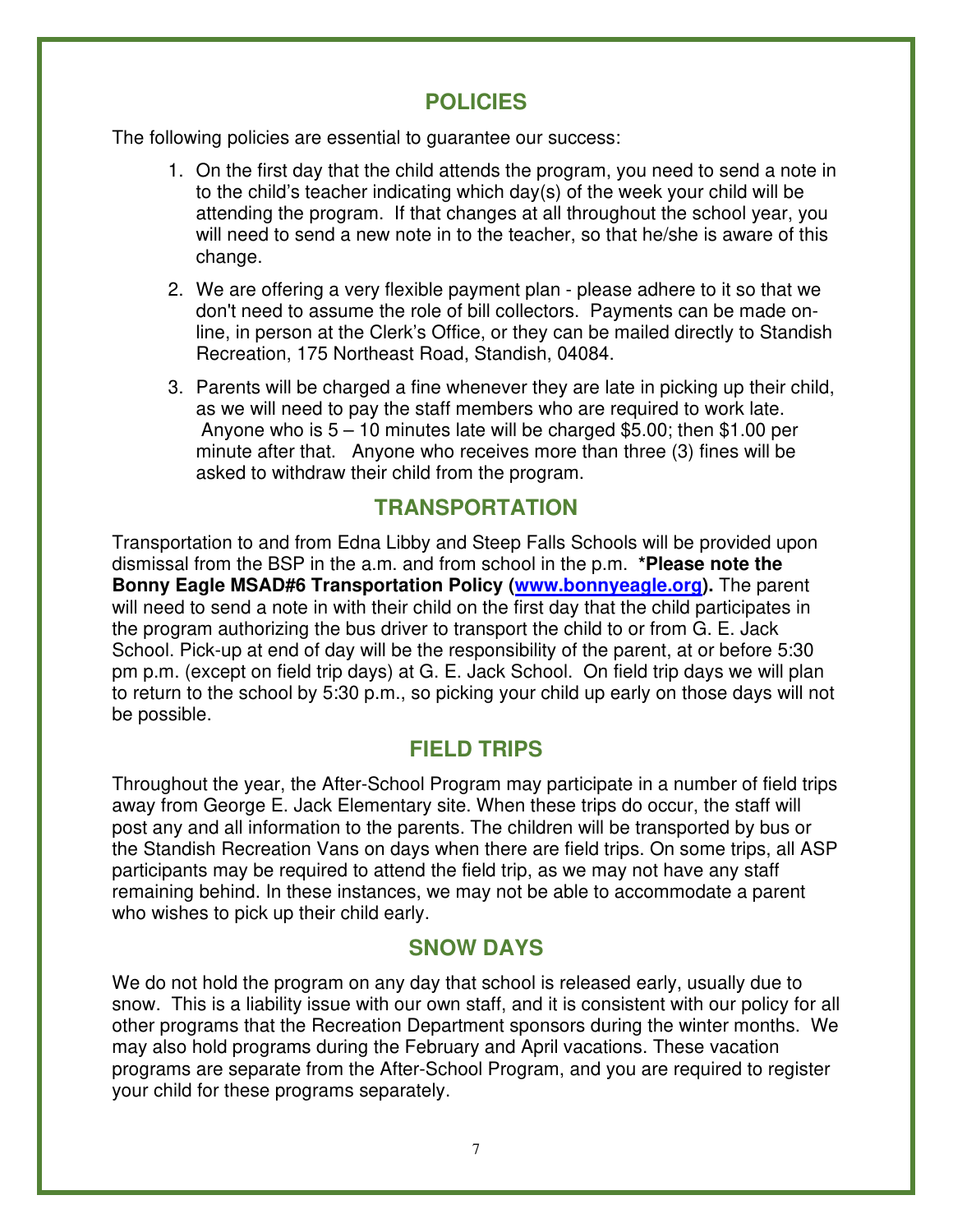## POLICIES

The following policies are essential to guarantee our success:

1. On the first day that the child attends the program, you need to send a note in to the child's teacher indicating which day(s) of the week your child will be attending the program. If that changes at all throughout the school year, you will need to send a new note in to the teacher, so that he/she is aware of this change.
2. We are offering a very flexible payment plan - please adhere to it so that we don't need to assume the role of bill collectors. Payments can be made on-line, in person at the Clerk's Office, or they can be mailed directly to Standish Recreation, 175 Northeast Road, Standish, 04084.
3. Parents will be charged a fine whenever they are late in picking up their child, as we will need to pay the staff members who are required to work late. Anyone who is 5 – 10 minutes late will be charged $5.00; then $1.00 per minute after that. Anyone who receives more than three (3) fines will be asked to withdraw their child from the program.

## TRANSPORTATION

Transportation to and from Edna Libby and Steep Falls Schools will be provided upon dismissal from the BSP in the a.m. and from school in the p.m. **\*Please note the Bonny Eagle MSAD#6 Transportation Policy ([www.bonnyeagle.org](http://www.bonnyeagle.org)).** The parent will need to send a note in with their child on the first day that the child participates in the program authorizing the bus driver to transport the child to or from G. E. Jack School. Pick-up at end of day will be the responsibility of the parent, at or before 5:30 pm p.m. (except on field trip days) at G. E. Jack School. On field trip days we will plan to return to the school by 5:30 p.m., so picking your child up early on those days will not be possible.

## FIELD TRIPS

Throughout the year, the After-School Program may participate in a number of field trips away from George E. Jack Elementary site. When these trips do occur, the staff will post any and all information to the parents. The children will be transported by bus or the Standish Recreation Vans on days when there are field trips. On some trips, all ASP participants may be required to attend the field trip, as we may not have any staff remaining behind. In these instances, we may not be able to accommodate a parent who wishes to pick up their child early.

## SNOW DAYS

We do not hold the program on any day that school is released early, usually due to snow. This is a liability issue with our own staff, and it is consistent with our policy for all other programs that the Recreation Department sponsors during the winter months. We may also hold programs during the February and April vacations. These vacation programs are separate from the After-School Program, and you are required to register your child for these programs separately.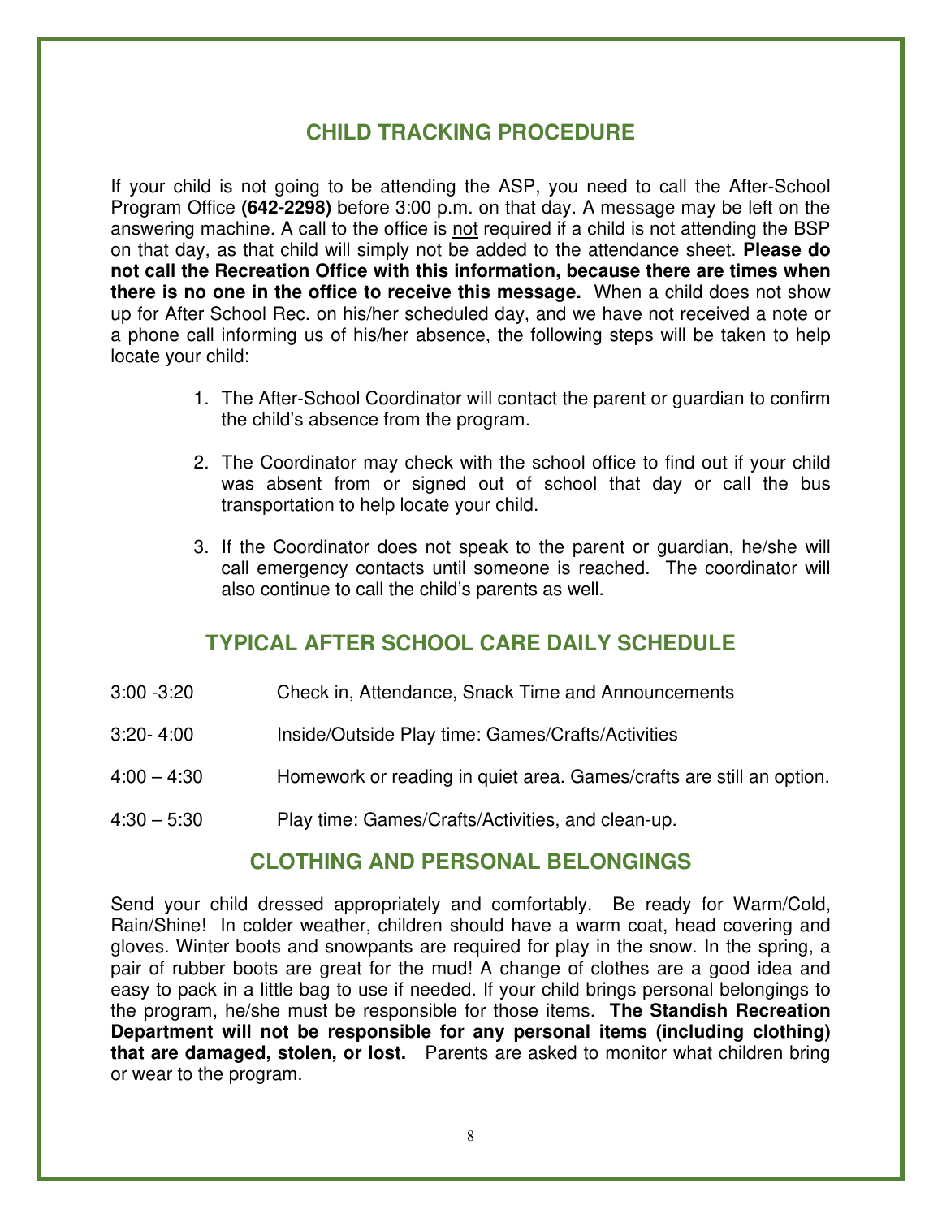## CHILD TRACKING PROCEDURE

If your child is not going to be attending the ASP, you need to call the After-School Program Office **(642-2298)** before 3:00 p.m. on that day. A message may be left on the answering machine. A call to the office is not required if a child is not attending the BSP on that day, as that child will simply not be added to the attendance sheet. **Please do not call the Recreation Office with this information, because there are times when there is no one in the office to receive this message.** When a child does not show up for After School Rec. on his/her scheduled day, and we have not received a note or a phone call informing us of his/her absence, the following steps will be taken to help locate your child:

1. The After-School Coordinator will contact the parent or guardian to confirm the child's absence from the program.
2. The Coordinator may check with the school office to find out if your child was absent from or signed out of school that day or call the bus transportation to help locate your child.
3. If the Coordinator does not speak to the parent or guardian, he/she will call emergency contacts until someone is reached. The coordinator will also continue to call the child's parents as well.

## TYPICAL AFTER SCHOOL CARE DAILY SCHEDULE

| | |
|---|---|
| 3:00 -3:20 | Check in, Attendance, Snack Time and Announcements |
| 3:20- 4:00 | Inside/Outside Play time: Games/Crafts/Activities |
| 4:00 – 4:30 | Homework or reading in quiet area. Games/crafts are still an option. |
| 4:30 – 5:30 | Play time: Games/Crafts/Activities, and clean-up. |

## CLOTHING AND PERSONAL BELONGINGS

Send your child dressed appropriately and comfortably. Be ready for Warm/Cold, Rain/Shine! In colder weather, children should have a warm coat, head covering and gloves. Winter boots and snowpants are required for play in the snow. In the spring, a pair of rubber boots are great for the mud! A change of clothes are a good idea and easy to pack in a little bag to use if needed. If your child brings personal belongings to the program, he/she must be responsible for those items. **The Standish Recreation Department will not be responsible for any personal items (including clothing) that are damaged, stolen, or lost.** Parents are asked to monitor what children bring or wear to the program.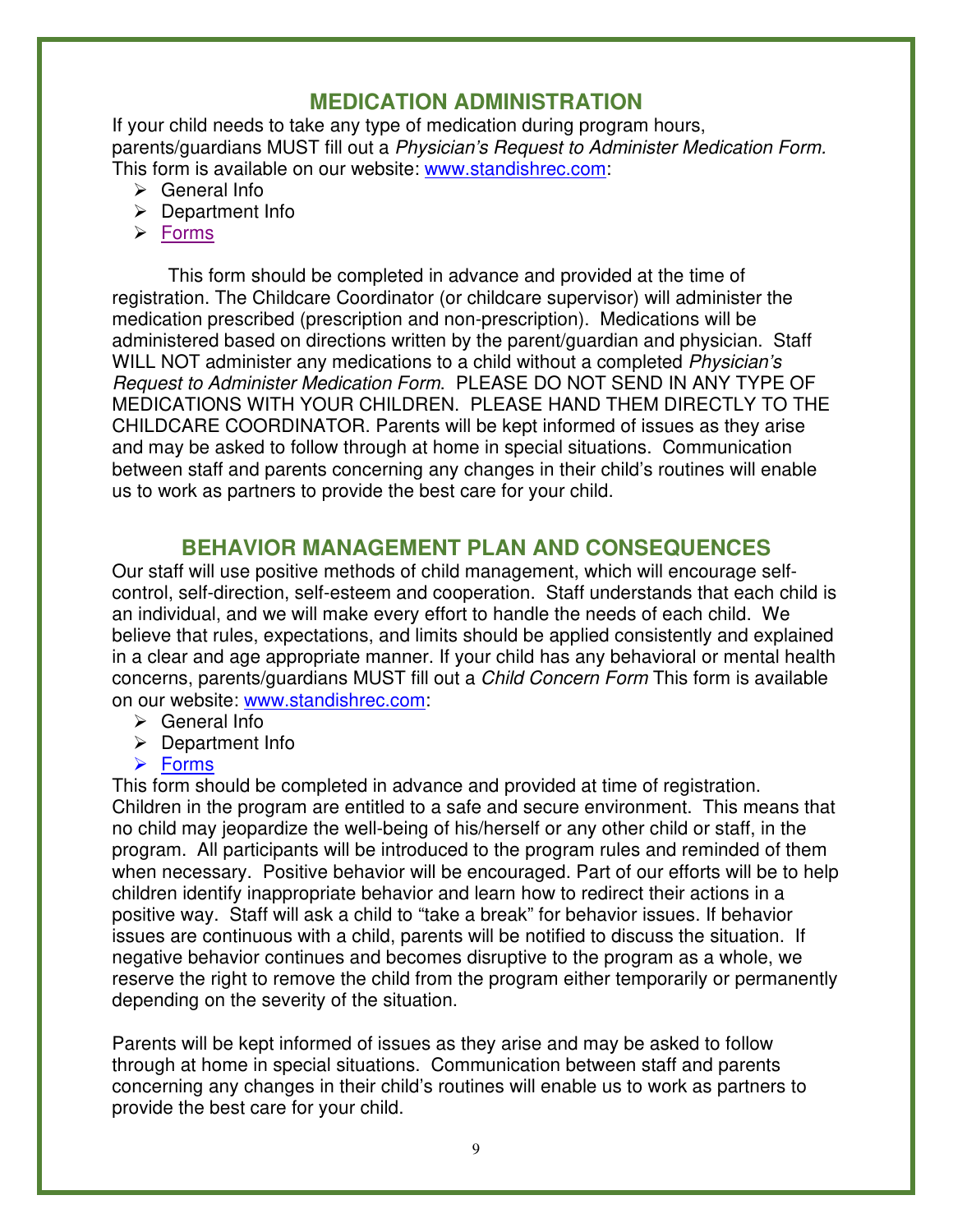## MEDICATION ADMINISTRATION

If your child needs to take any type of medication during program hours, parents/guardians MUST fill out a *Physician's Request to Administer Medication Form.* This form is available on our website: [www.standishrec.com](http://www.standishrec.com):

- General Info
- Department Info
- Forms

This form should be completed in advance and provided at the time of registration. The Childcare Coordinator (or childcare supervisor) will administer the medication prescribed (prescription and non-prescription). Medications will be administered based on directions written by the parent/guardian and physician. Staff WILL NOT administer any medications to a child without a completed *Physician's Request to Administer Medication Form*. PLEASE DO NOT SEND IN ANY TYPE OF MEDICATIONS WITH YOUR CHILDREN. PLEASE HAND THEM DIRECTLY TO THE CHILDCARE COORDINATOR. Parents will be kept informed of issues as they arise and may be asked to follow through at home in special situations. Communication between staff and parents concerning any changes in their child's routines will enable us to work as partners to provide the best care for your child.

## BEHAVIOR MANAGEMENT PLAN AND CONSEQUENCES

Our staff will use positive methods of child management, which will encourage self-control, self-direction, self-esteem and cooperation. Staff understands that each child is an individual, and we will make every effort to handle the needs of each child. We believe that rules, expectations, and limits should be applied consistently and explained in a clear and age appropriate manner. If your child has any behavioral or mental health concerns, parents/guardians MUST fill out a *Child Concern Form* This form is available on our website: [www.standishrec.com](http://www.standishrec.com):

- General Info
- Department Info
- Forms

This form should be completed in advance and provided at time of registration. Children in the program are entitled to a safe and secure environment. This means that no child may jeopardize the well-being of his/herself or any other child or staff, in the program. All participants will be introduced to the program rules and reminded of them when necessary. Positive behavior will be encouraged. Part of our efforts will be to help children identify inappropriate behavior and learn how to redirect their actions in a positive way. Staff will ask a child to "take a break" for behavior issues. If behavior issues are continuous with a child, parents will be notified to discuss the situation. If negative behavior continues and becomes disruptive to the program as a whole, we reserve the right to remove the child from the program either temporarily or permanently depending on the severity of the situation.

Parents will be kept informed of issues as they arise and may be asked to follow through at home in special situations. Communication between staff and parents concerning any changes in their child's routines will enable us to work as partners to provide the best care for your child.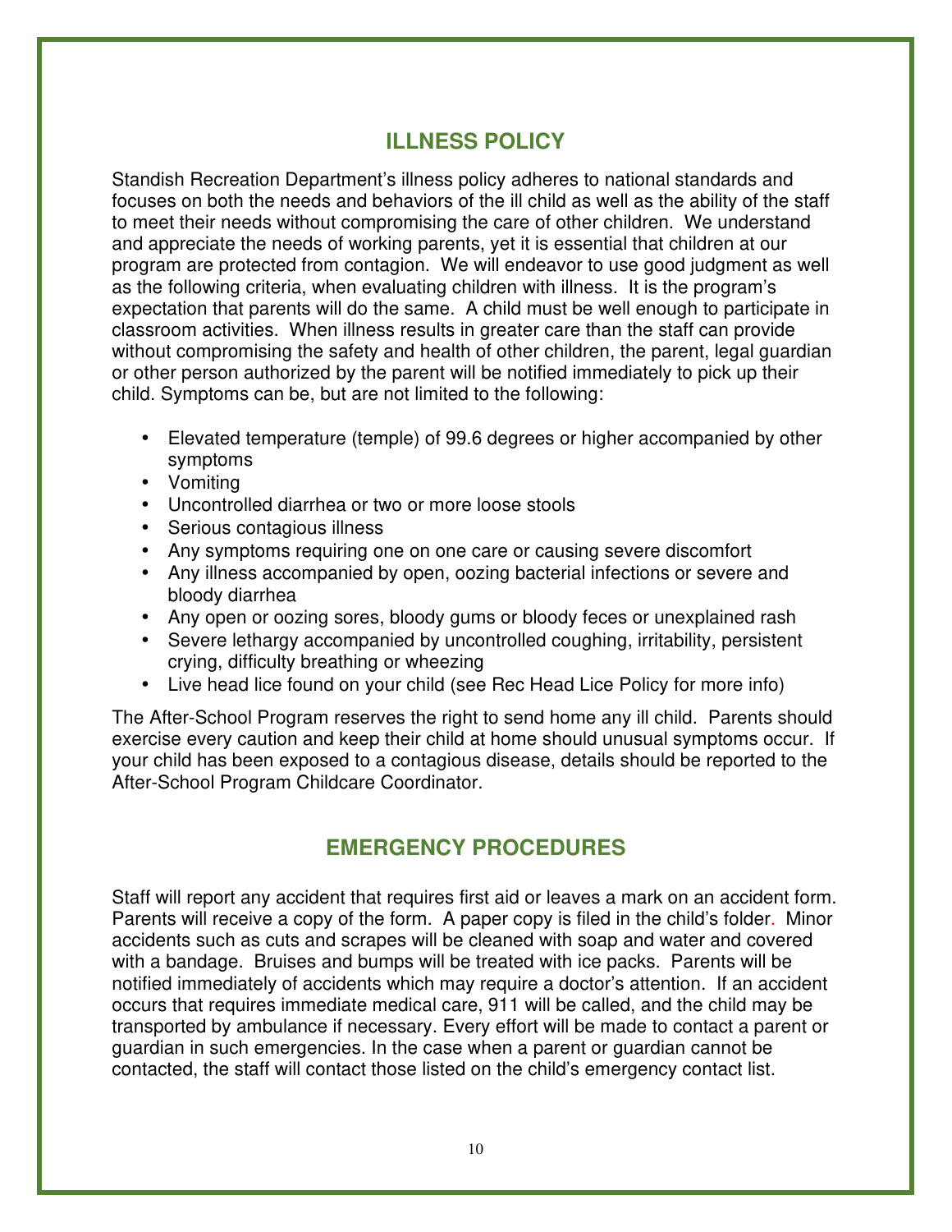## ILLNESS POLICY

Standish Recreation Department's illness policy adheres to national standards and focuses on both the needs and behaviors of the ill child as well as the ability of the staff to meet their needs without compromising the care of other children. We understand and appreciate the needs of working parents, yet it is essential that children at our program are protected from contagion. We will endeavor to use good judgment as well as the following criteria, when evaluating children with illness. It is the program's expectation that parents will do the same. A child must be well enough to participate in classroom activities. When illness results in greater care than the staff can provide without compromising the safety and health of other children, the parent, legal guardian or other person authorized by the parent will be notified immediately to pick up their child. Symptoms can be, but are not limited to the following:

- Elevated temperature (temple) of 99.6 degrees or higher accompanied by other symptoms
- Vomiting
- Uncontrolled diarrhea or two or more loose stools
- Serious contagious illness
- Any symptoms requiring one on one care or causing severe discomfort
- Any illness accompanied by open, oozing bacterial infections or severe and bloody diarrhea
- Any open or oozing sores, bloody gums or bloody feces or unexplained rash
- Severe lethargy accompanied by uncontrolled coughing, irritability, persistent crying, difficulty breathing or wheezing
- Live head lice found on your child (see Rec Head Lice Policy for more info)

The After-School Program reserves the right to send home any ill child. Parents should exercise every caution and keep their child at home should unusual symptoms occur. If your child has been exposed to a contagious disease, details should be reported to the After-School Program Childcare Coordinator.

## EMERGENCY PROCEDURES

Staff will report any accident that requires first aid or leaves a mark on an accident form. Parents will receive a copy of the form. A paper copy is filed in the child's folder. Minor accidents such as cuts and scrapes will be cleaned with soap and water and covered with a bandage. Bruises and bumps will be treated with ice packs. Parents will be notified immediately of accidents which may require a doctor's attention. If an accident occurs that requires immediate medical care, 911 will be called, and the child may be transported by ambulance if necessary. Every effort will be made to contact a parent or guardian in such emergencies. In the case when a parent or guardian cannot be contacted, the staff will contact those listed on the child's emergency contact list.